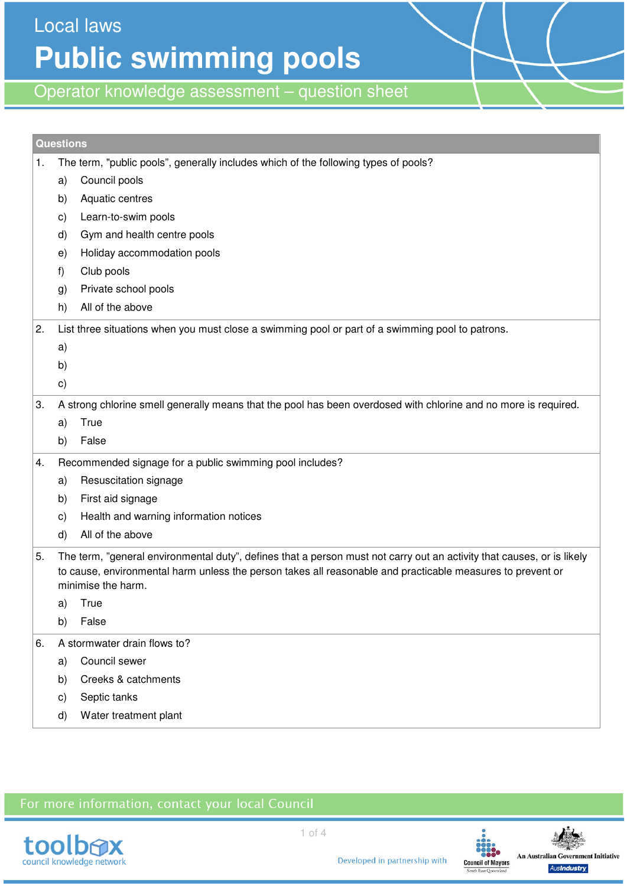Local laws

# Public swimming pools

## Operator knowledge assessment – question sheet

**Questions**

1. The term, "public pools", generally includes which of the following types of pools?
   a) Council pools
   b) Aquatic centres
   c) Learn-to-swim pools
   d) Gym and health centre pools
   e) Holiday accommodation pools
   f) Club pools
   g) Private school pools
   h) All of the above

2. List three situations when you must close a swimming pool or part of a swimming pool to patrons.
   a)
   b)
   c)

3. A strong chlorine smell generally means that the pool has been overdosed with chlorine and no more is required.
   a) True
   b) False

4. Recommended signage for a public swimming pool includes?
   a) Resuscitation signage
   b) First aid signage
   c) Health and warning information notices
   d) All of the above

5. The term, "general environmental duty", defines that a person must not carry out an activity that causes, or is likely to cause, environmental harm unless the person takes all reasonable and practicable measures to prevent or minimise the harm.
   a) True
   b) False

6. A stormwater drain flows to?
   a) Council sewer
   b) Creeks & catchments
   c) Septic tanks
   d) Water treatment plant

For more information, contact your local Council

Developed in partnership with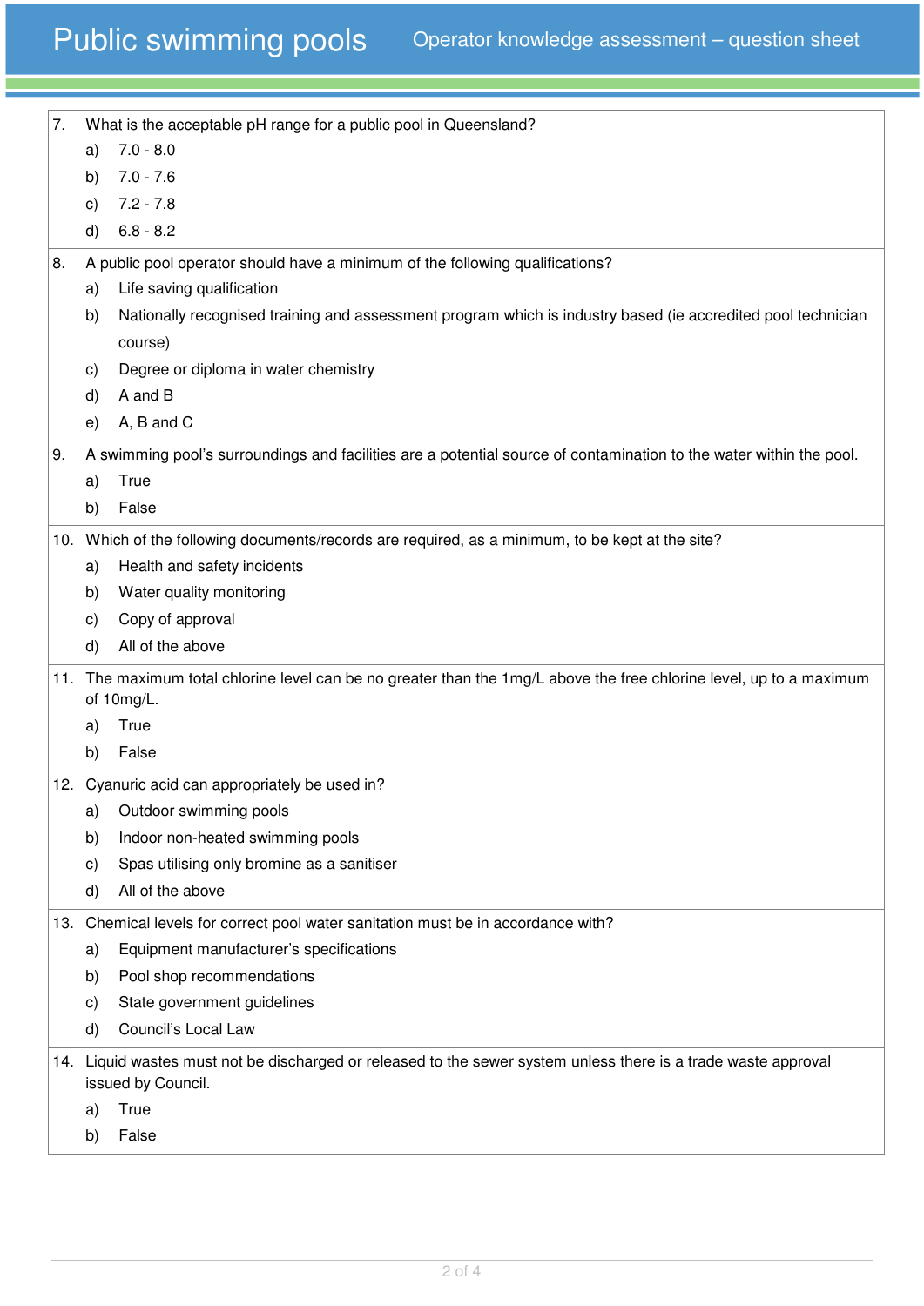7. What is the acceptable pH range for a public pool in Queensland?
   a) 7.0 - 8.0
   b) 7.0 - 7.6
   c) 7.2 - 7.8
   d) 6.8 - 8.2

8. A public pool operator should have a minimum of the following qualifications?
   a) Life saving qualification
   b) Nationally recognised training and assessment program which is industry based (ie accredited pool technician course)
   c) Degree or diploma in water chemistry
   d) A and B
   e) A, B and C

9. A swimming pool's surroundings and facilities are a potential source of contamination to the water within the pool.
   a) True
   b) False

10. Which of the following documents/records are required, as a minimum, to be kept at the site?
    a) Health and safety incidents
    b) Water quality monitoring
    c) Copy of approval
    d) All of the above

11. The maximum total chlorine level can be no greater than the 1mg/L above the free chlorine level, up to a maximum of 10mg/L.
    a) True
    b) False

12. Cyanuric acid can appropriately be used in?
    a) Outdoor swimming pools
    b) Indoor non-heated swimming pools
    c) Spas utilising only bromine as a sanitiser
    d) All of the above

13. Chemical levels for correct pool water sanitation must be in accordance with?
    a) Equipment manufacturer's specifications
    b) Pool shop recommendations
    c) State government guidelines
    d) Council's Local Law

14. Liquid wastes must not be discharged or released to the sewer system unless there is a trade waste approval issued by Council.
    a) True
    b) False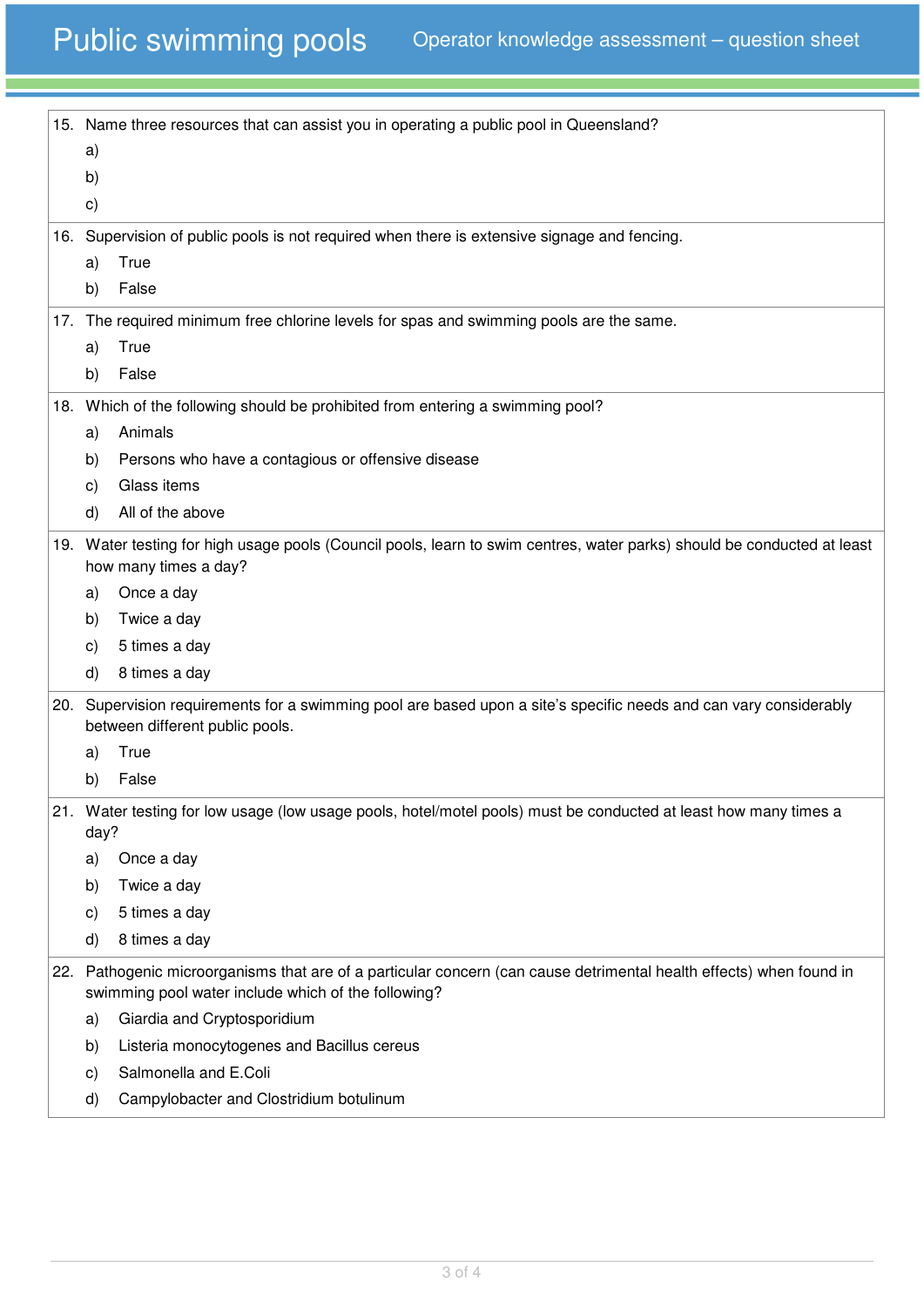15. Name three resources that can assist you in operating a public pool in Queensland?
    a)
    b)
    c)

16. Supervision of public pools is not required when there is extensive signage and fencing.
    a) True
    b) False

17. The required minimum free chlorine levels for spas and swimming pools are the same.
    a) True
    b) False

18. Which of the following should be prohibited from entering a swimming pool?
    a) Animals
    b) Persons who have a contagious or offensive disease
    c) Glass items
    d) All of the above

19. Water testing for high usage pools (Council pools, learn to swim centres, water parks) should be conducted at least how many times a day?
    a) Once a day
    b) Twice a day
    c) 5 times a day
    d) 8 times a day

20. Supervision requirements for a swimming pool are based upon a site's specific needs and can vary considerably between different public pools.
    a) True
    b) False

21. Water testing for low usage (low usage pools, hotel/motel pools) must be conducted at least how many times a day?
    a) Once a day
    b) Twice a day
    c) 5 times a day
    d) 8 times a day

22. Pathogenic microorganisms that are of a particular concern (can cause detrimental health effects) when found in swimming pool water include which of the following?
    a) Giardia and Cryptosporidium
    b) Listeria monocytogenes and Bacillus cereus
    c) Salmonella and E.Coli
    d) Campylobacter and Clostridium botulinum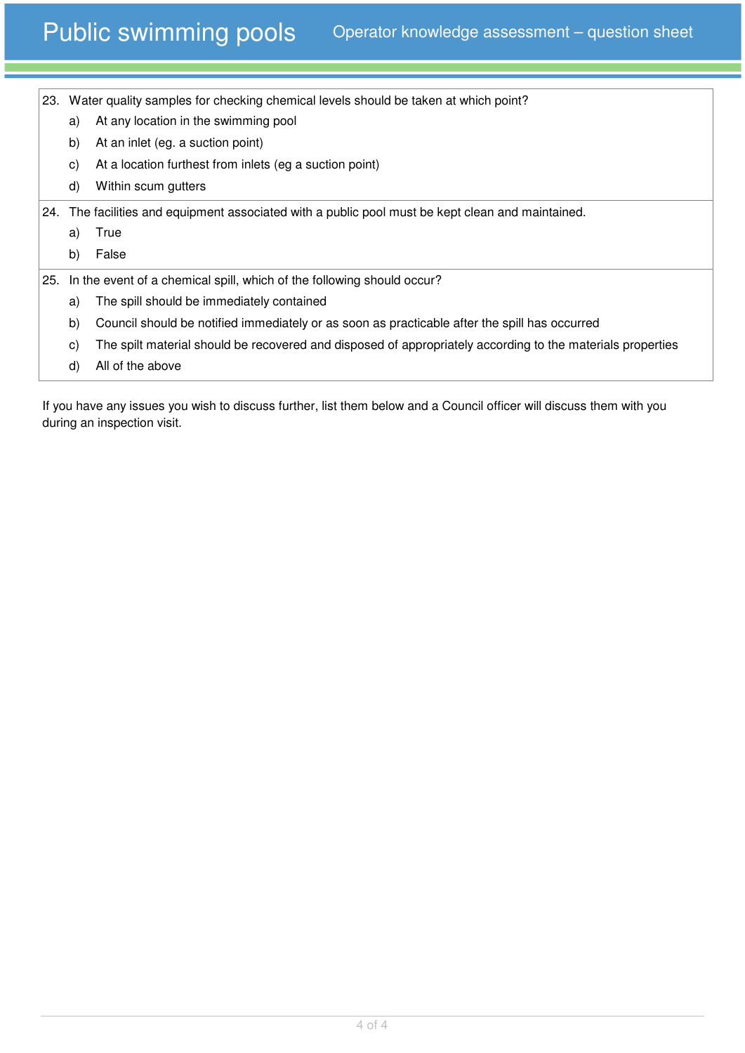23. Water quality samples for checking chemical levels should be taken at which point?
    a) At any location in the swimming pool
    b) At an inlet (eg. a suction point)
    c) At a location furthest from inlets (eg a suction point)
    d) Within scum gutters

24. The facilities and equipment associated with a public pool must be kept clean and maintained.
    a) True
    b) False

25. In the event of a chemical spill, which of the following should occur?
    a) The spill should be immediately contained
    b) Council should be notified immediately or as soon as practicable after the spill has occurred
    c) The spilt material should be recovered and disposed of appropriately according to the materials properties
    d) All of the above

If you have any issues you wish to discuss further, list them below and a Council officer will discuss them with you during an inspection visit.